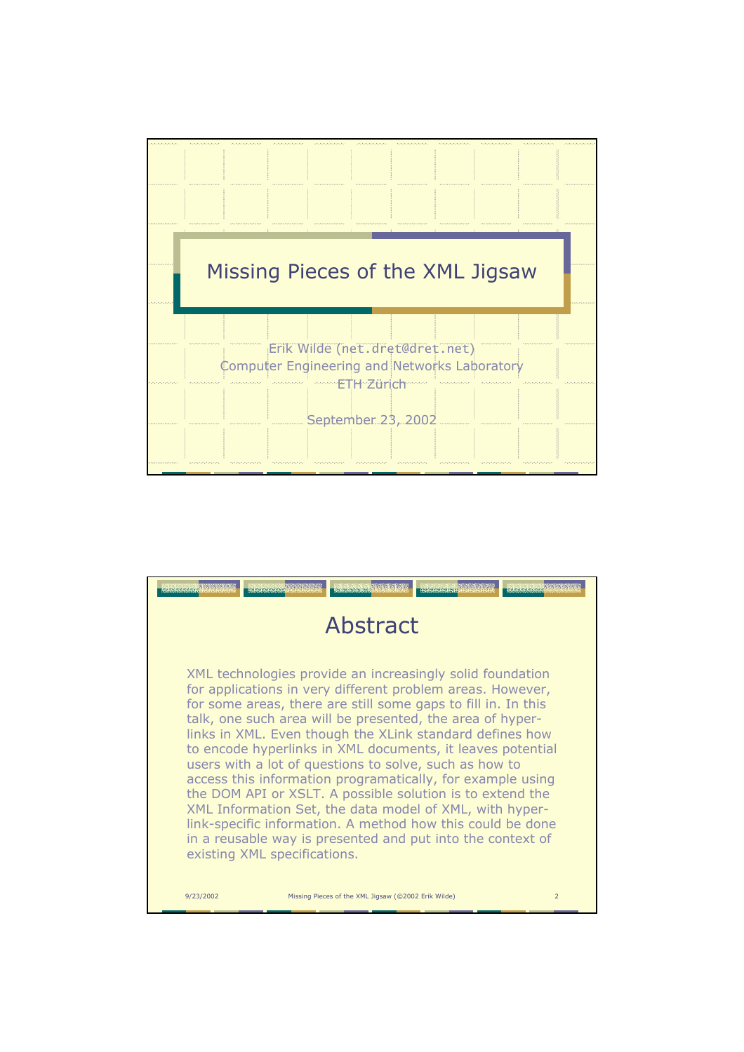# Missing Pieces of the XML Jigsaw

Erik Wilde (`net.dret@dret.net`)
Computer Engineering and Networks Laboratory
ETH Zürich

September 23, 2002

## Abstract

XML technologies provide an increasingly solid foundation for applications in very different problem areas. However, for some areas, there are still some gaps to fill in. In this talk, one such area will be presented, the area of hyperlinks in XML. Even though the XLink standard defines how to encode hyperlinks in XML documents, it leaves potential users with a lot of questions to solve, such as how to access this information programatically, for example using the DOM API or XSLT. A possible solution is to extend the XML Information Set, the data model of XML, with hyperlink-specific information. A method how this could be done in a reusable way is presented and put into the context of existing XML specifications.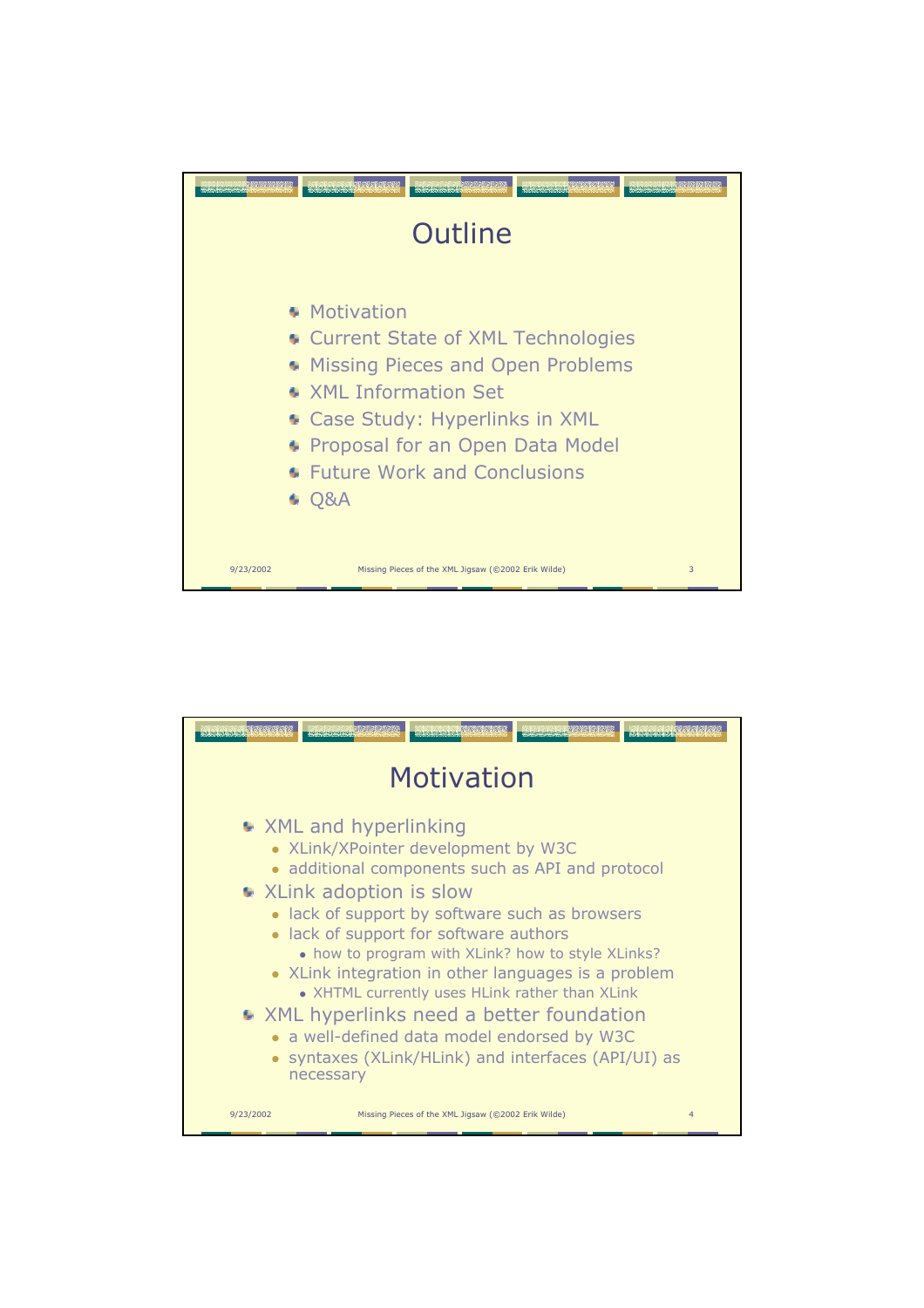# Outline

- Motivation
- Current State of XML Technologies
- Missing Pieces and Open Problems
- XML Information Set
- Case Study: Hyperlinks in XML
- Proposal for an Open Data Model
- Future Work and Conclusions
- Q&A

# Motivation

- XML and hyperlinking
  - XLink/XPointer development by W3C
  - additional components such as API and protocol
- XLink adoption is slow
  - lack of support by software such as browsers
  - lack of support for software authors
    - how to program with XLink? how to style XLinks?
  - XLink integration in other languages is a problem
    - XHTML currently uses HLink rather than XLink
- XML hyperlinks need a better foundation
  - a well-defined data model endorsed by W3C
  - syntaxes (XLink/HLink) and interfaces (API/UI) as necessary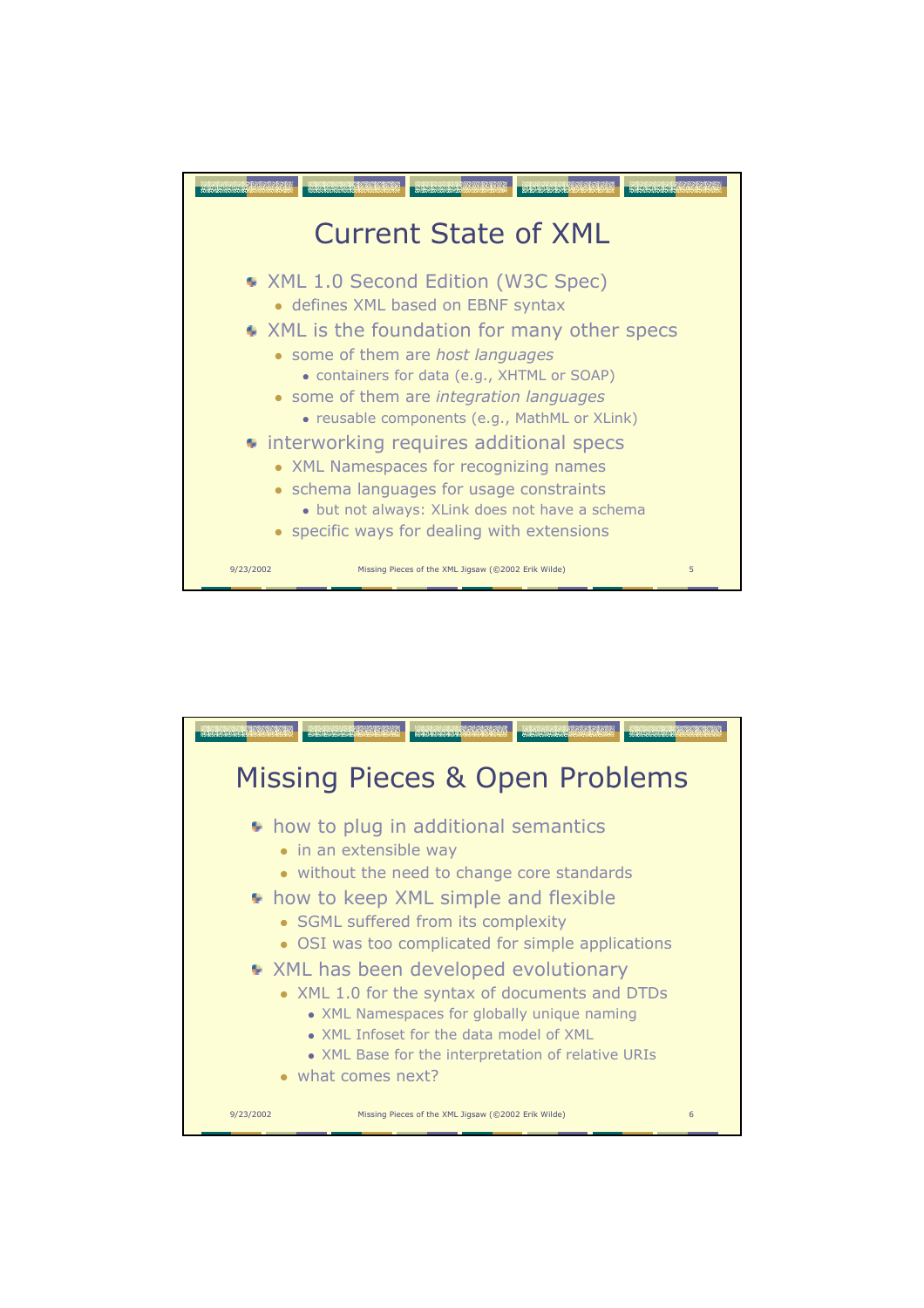# Current State of XML

- XML 1.0 Second Edition (W3C Spec)
  - defines XML based on EBNF syntax
- XML is the foundation for many other specs
  - some of them are *host languages*
    - containers for data (e.g., XHTML or SOAP)
  - some of them are *integration languages*
    - reusable components (e.g., MathML or XLink)
- interworking requires additional specs
  - XML Namespaces for recognizing names
  - schema languages for usage constraints
    - but not always: XLink does not have a schema
  - specific ways for dealing with extensions

# Missing Pieces & Open Problems

- how to plug in additional semantics
  - in an extensible way
  - without the need to change core standards
- how to keep XML simple and flexible
  - SGML suffered from its complexity
  - OSI was too complicated for simple applications
- XML has been developed evolutionary
  - XML 1.0 for the syntax of documents and DTDs
    - XML Namespaces for globally unique naming
    - XML Infoset for the data model of XML
    - XML Base for the interpretation of relative URIs
  - what comes next?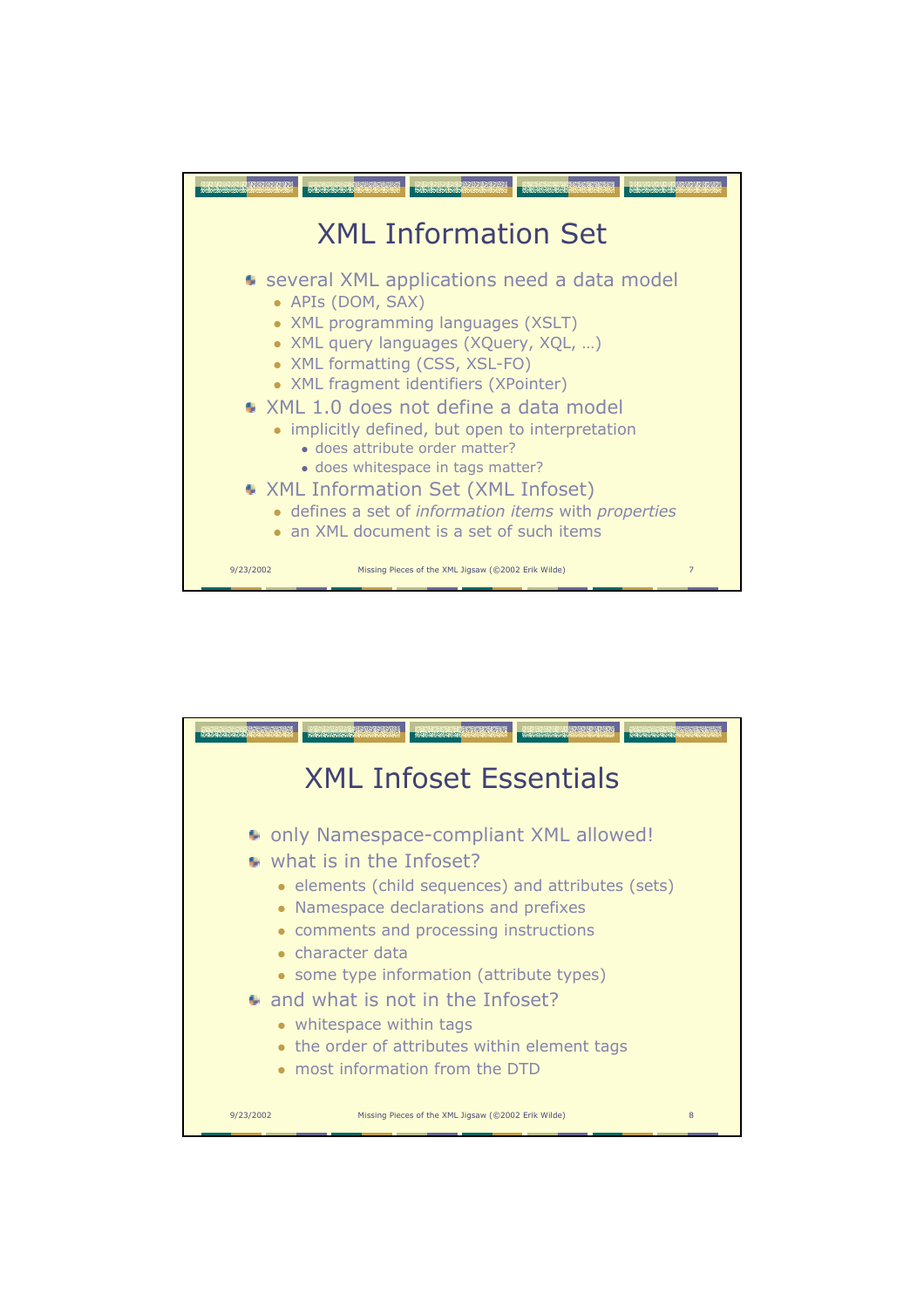# XML Information Set

- several XML applications need a data model
  - APIs (DOM, SAX)
  - XML programming languages (XSLT)
  - XML query languages (XQuery, XQL, …)
  - XML formatting (CSS, XSL-FO)
  - XML fragment identifiers (XPointer)
- XML 1.0 does not define a data model
  - implicitly defined, but open to interpretation
    - does attribute order matter?
    - does whitespace in tags matter?
- XML Information Set (XML Infoset)
  - defines a set of *information items* with *properties*
  - an XML document is a set of such items

# XML Infoset Essentials

- only Namespace-compliant XML allowed!
- what is in the Infoset?
  - elements (child sequences) and attributes (sets)
  - Namespace declarations and prefixes
  - comments and processing instructions
  - character data
  - some type information (attribute types)
- and what is not in the Infoset?
  - whitespace within tags
  - the order of attributes within element tags
  - most information from the DTD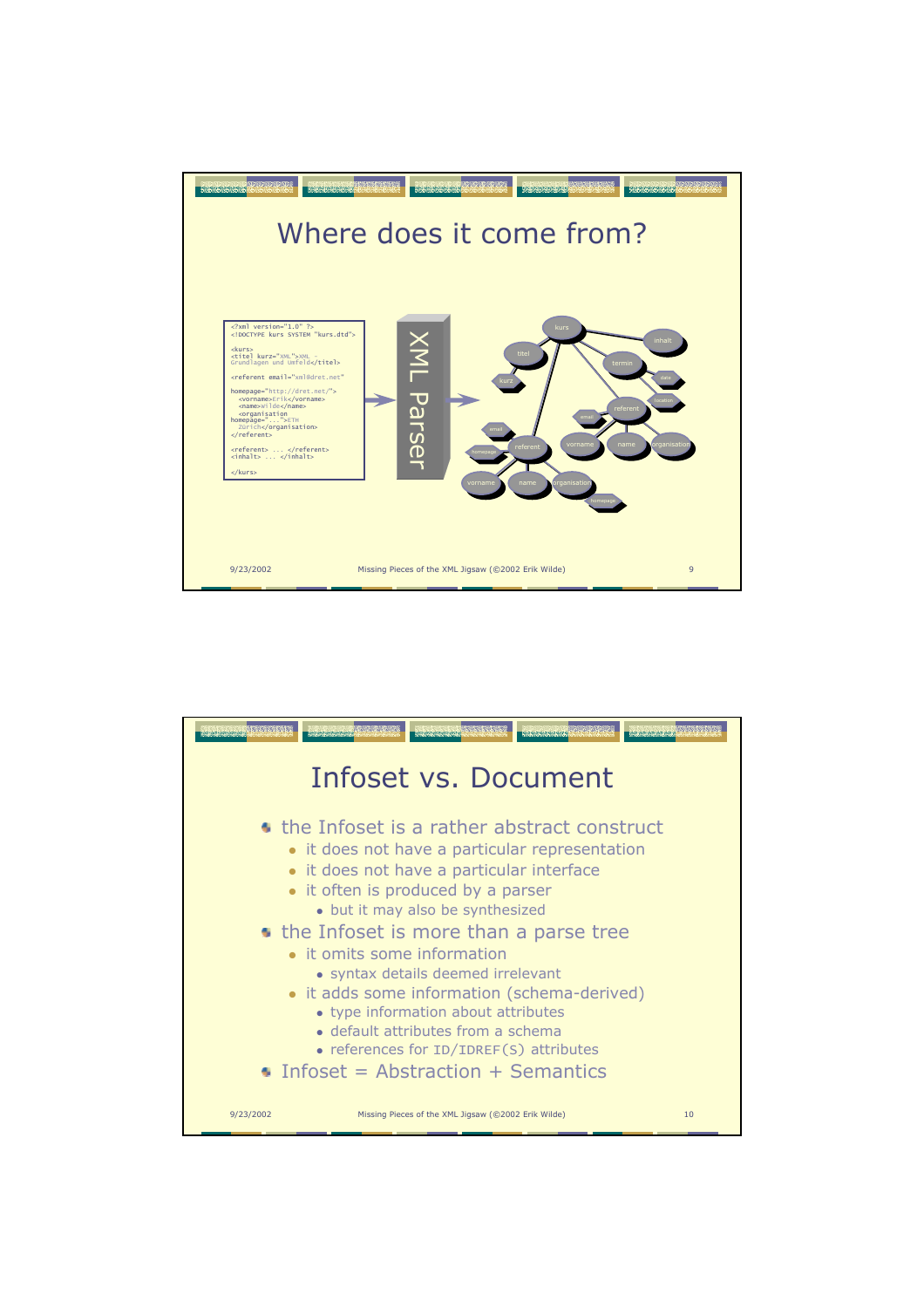# Where does it come from?

```
<?xml version="1.0" ?>
<!DOCTYPE kurs SYSTEM "kurs.dtd">

<kurs>
<titel kurz="XML">XML -
Grundlagen und Umfeld</titel>

<referent email="xml@dret.net"

homepage="http://dret.net/">
  <vorname>Erik</vorname>
  <name>Wilde</name>
  <organisation
homepage="...">ETH
  Zürich</organisation>
</referent>

<referent> ... </referent>
<inhalt> ... </inhalt>

</kurs>
```

XML Parser

# Infoset vs. Document

- the Infoset is a rather abstract construct
  - it does not have a particular representation
  - it does not have a particular interface
  - it often is produced by a parser
    - but it may also be synthesized
- the Infoset is more than a parse tree
  - it omits some information
    - syntax details deemed irrelevant
  - it adds some information (schema-derived)
    - type information about attributes
    - default attributes from a schema
    - references for `ID`/`IDREF(S)` attributes
- Infoset = Abstraction + Semantics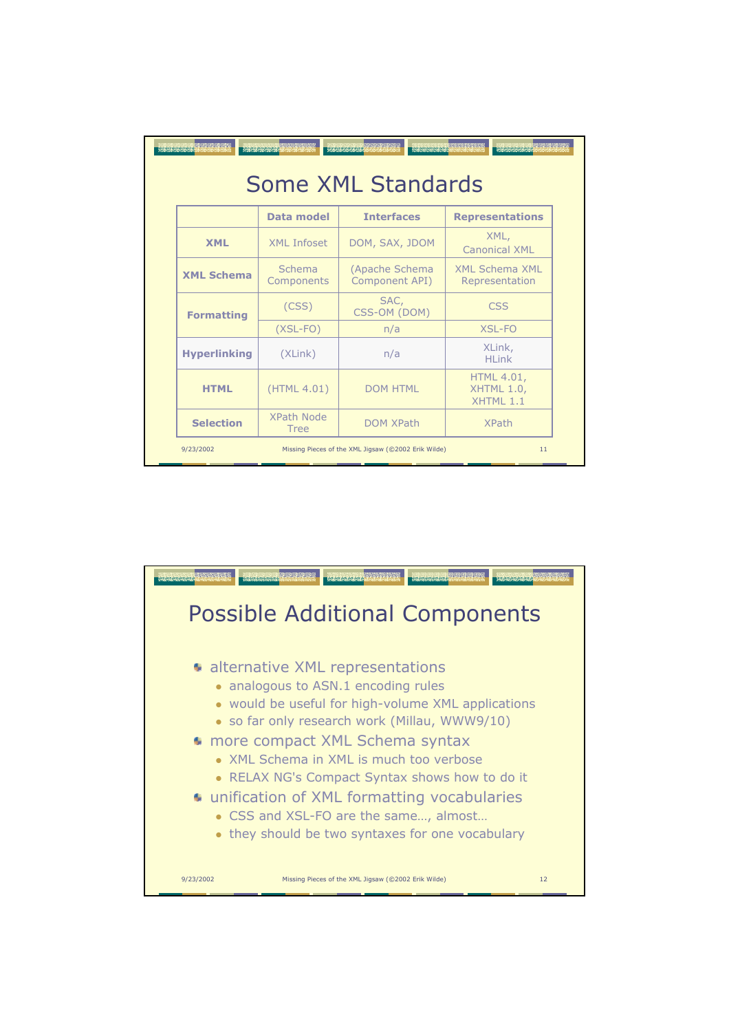# Some XML Standards

| | Data model | Interfaces | Representations |
|---|---|---|---|
| **XML** | XML Infoset | DOM, SAX, JDOM | XML, Canonical XML |
| **XML Schema** | Schema Components | (Apache Schema Component API) | XML Schema XML Representation |
| **Formatting** | (CSS) | SAC, CSS-OM (DOM) | CSS |
| | (XSL-FO) | n/a | XSL-FO |
| **Hyperlinking** | (XLink) | n/a | XLink, HLink |
| **HTML** | (HTML 4.01) | DOM HTML | HTML 4.01, XHTML 1.0, XHTML 1.1 |
| **Selection** | XPath Node Tree | DOM XPath | XPath |

# Possible Additional Components

- alternative XML representations
  - analogous to ASN.1 encoding rules
  - would be useful for high-volume XML applications
  - so far only research work (Millau, WWW9/10)
- more compact XML Schema syntax
  - XML Schema in XML is much too verbose
  - RELAX NG's Compact Syntax shows how to do it
- unification of XML formatting vocabularies
  - CSS and XSL-FO are the same…, almost…
  - they should be two syntaxes for one vocabulary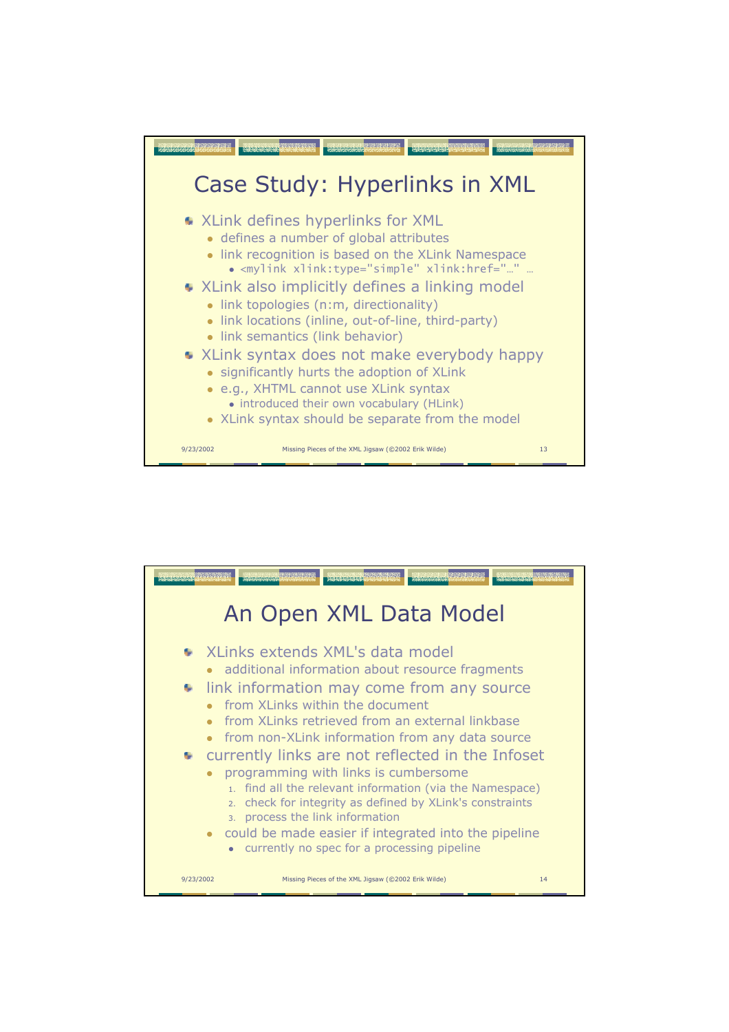# Case Study: Hyperlinks in XML

- XLink defines hyperlinks for XML
  - defines a number of global attributes
  - link recognition is based on the XLink Namespace
    - `<mylink xlink:type="simple" xlink:href="…" …`
- XLink also implicitly defines a linking model
  - link topologies (n:m, directionality)
  - link locations (inline, out-of-line, third-party)
  - link semantics (link behavior)
- XLink syntax does not make everybody happy
  - significantly hurts the adoption of XLink
  - e.g., XHTML cannot use XLink syntax
    - introduced their own vocabulary (HLink)
  - XLink syntax should be separate from the model

# An Open XML Data Model

- XLinks extends XML's data model
  - additional information about resource fragments
- link information may come from any source
  - from XLinks within the document
  - from XLinks retrieved from an external linkbase
  - from non-XLink information from any data source
- currently links are not reflected in the Infoset
  - programming with links is cumbersome
    1. find all the relevant information (via the Namespace)
    2. check for integrity as defined by XLink's constraints
    3. process the link information
  - could be made easier if integrated into the pipeline
    - currently no spec for a processing pipeline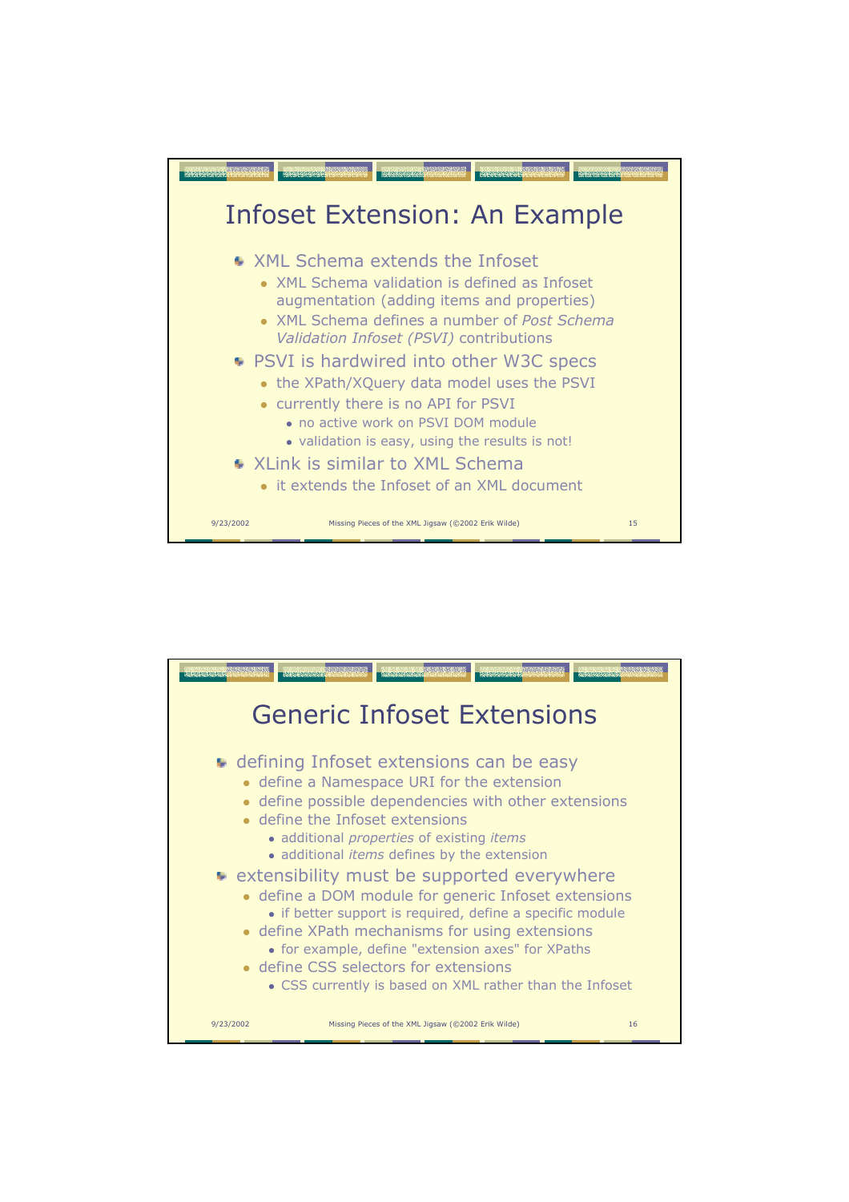## Infoset Extension: An Example

- XML Schema extends the Infoset
  - XML Schema validation is defined as Infoset augmentation (adding items and properties)
  - XML Schema defines a number of *Post Schema Validation Infoset (PSVI)* contributions
- PSVI is hardwired into other W3C specs
  - the XPath/XQuery data model uses the PSVI
  - currently there is no API for PSVI
    - no active work on PSVI DOM module
    - validation is easy, using the results is not!
- XLink is similar to XML Schema
  - it extends the Infoset of an XML document

## Generic Infoset Extensions

- defining Infoset extensions can be easy
  - define a Namespace URI for the extension
  - define possible dependencies with other extensions
  - define the Infoset extensions
    - additional *properties* of existing *items*
    - additional *items* defines by the extension
- extensibility must be supported everywhere
  - define a DOM module for generic Infoset extensions
    - if better support is required, define a specific module
  - define XPath mechanisms for using extensions
    - for example, define "extension axes" for XPaths
  - define CSS selectors for extensions
    - CSS currently is based on XML rather than the Infoset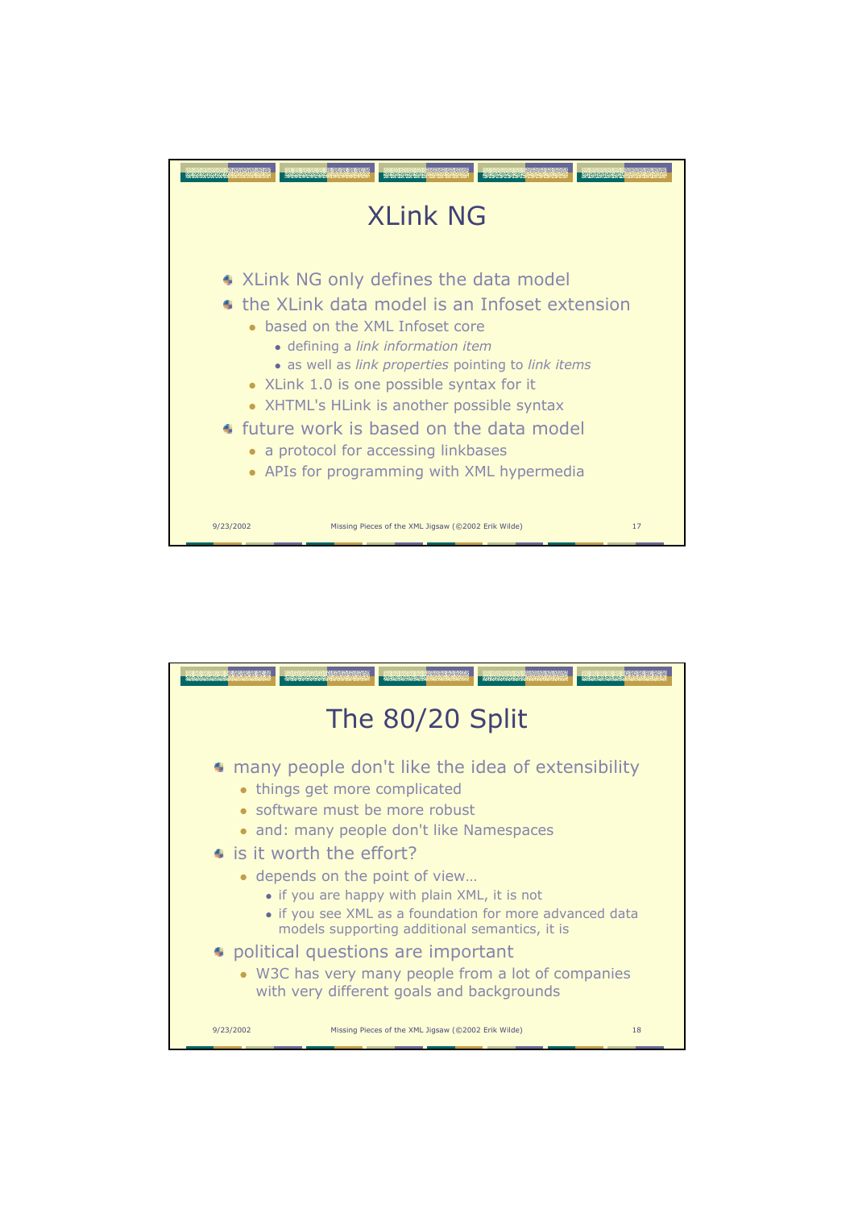# XLink NG

- XLink NG only defines the data model
- the XLink data model is an Infoset extension
  - based on the XML Infoset core
    - defining a *link information item*
    - as well as *link properties* pointing to *link items*
  - XLink 1.0 is one possible syntax for it
  - XHTML's HLink is another possible syntax
- future work is based on the data model
  - a protocol for accessing linkbases
  - APIs for programming with XML hypermedia

# The 80/20 Split

- many people don't like the idea of extensibility
  - things get more complicated
  - software must be more robust
  - and: many people don't like Namespaces
- is it worth the effort?
  - depends on the point of view…
    - if you are happy with plain XML, it is not
    - if you see XML as a foundation for more advanced data models supporting additional semantics, it is
- political questions are important
  - W3C has very many people from a lot of companies with very different goals and backgrounds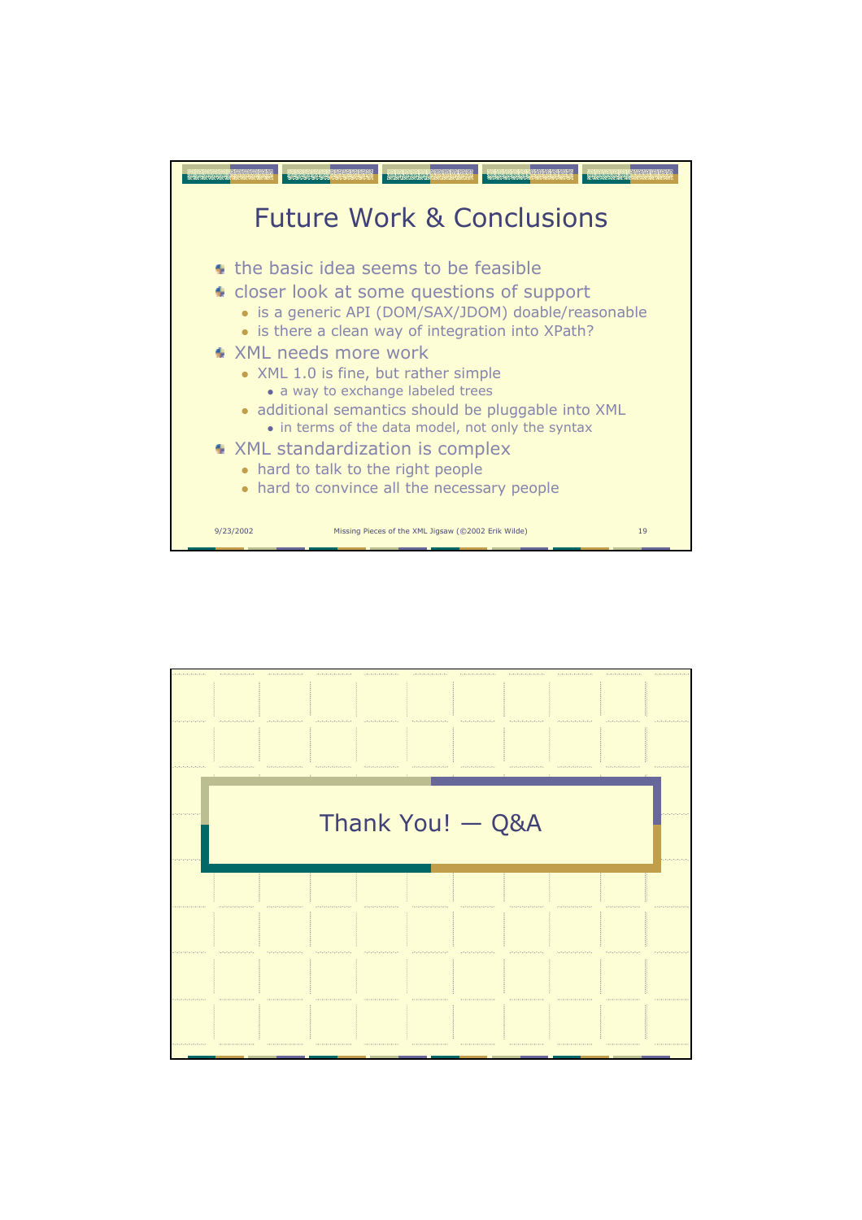# Future Work & Conclusions

- the basic idea seems to be feasible
- closer look at some questions of support
  - is a generic API (DOM/SAX/JDOM) doable/reasonable
  - is there a clean way of integration into XPath?
- XML needs more work
  - XML 1.0 is fine, but rather simple
    - a way to exchange labeled trees
  - additional semantics should be pluggable into XML
    - in terms of the data model, not only the syntax
- XML standardization is complex
  - hard to talk to the right people
  - hard to convince all the necessary people

# Thank You! — Q&A